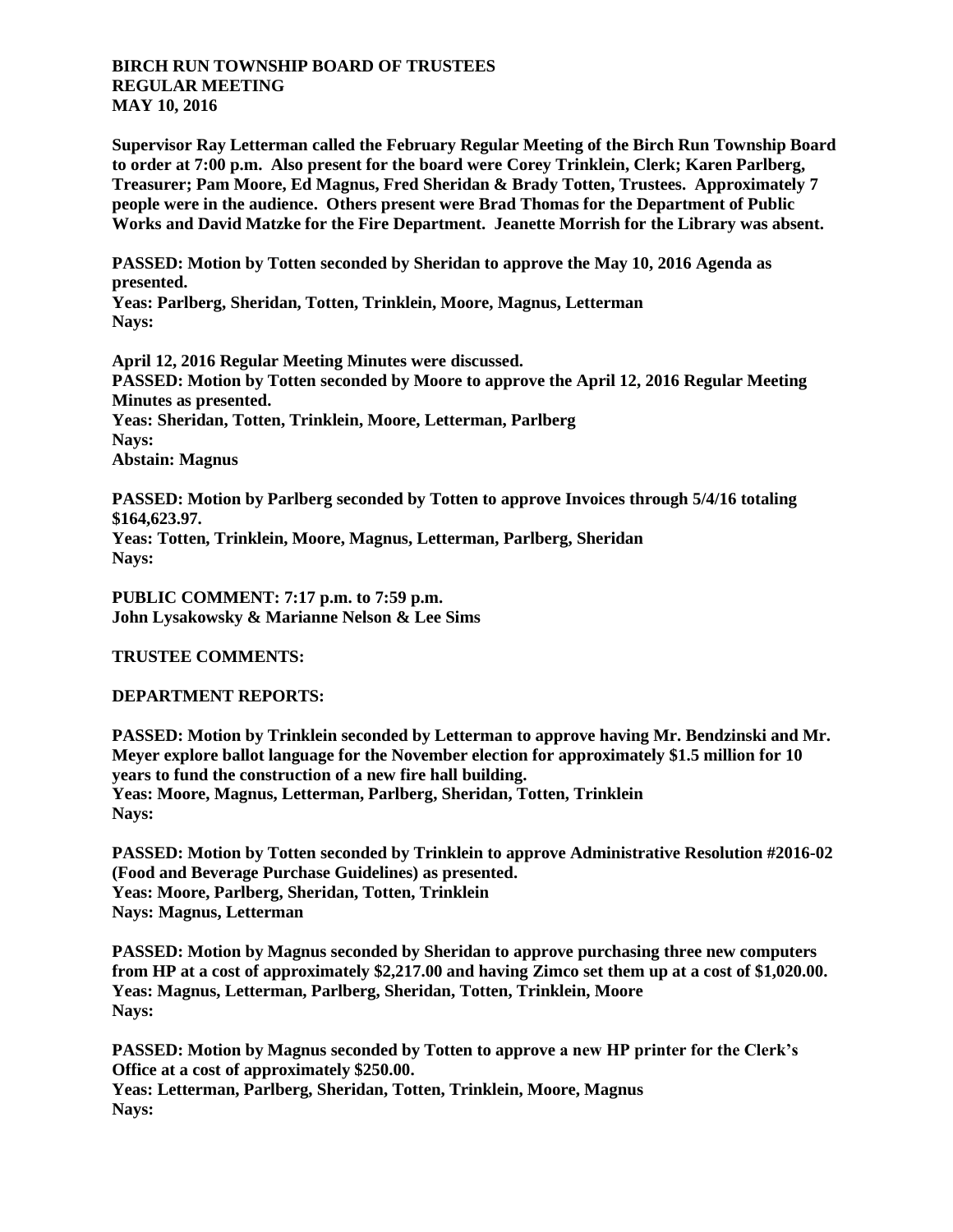**BIRCH RUN TOWNSHIP BOARD OF TRUSTEES**
**REGULAR MEETING**
**MAY 10, 2016**

**Supervisor Ray Letterman called the February Regular Meeting of the Birch Run Township Board to order at 7:00 p.m. Also present for the board were Corey Trinklein, Clerk; Karen Parlberg, Treasurer; Pam Moore, Ed Magnus, Fred Sheridan & Brady Totten, Trustees. Approximately 7 people were in the audience. Others present were Brad Thomas for the Department of Public Works and David Matzke for the Fire Department. Jeanette Morrish for the Library was absent.**

**PASSED: Motion by Totten seconded by Sheridan to approve the May 10, 2016 Agenda as presented.**
**Yeas: Parlberg, Sheridan, Totten, Trinklein, Moore, Magnus, Letterman**
**Nays:**

**April 12, 2016 Regular Meeting Minutes were discussed.**
**PASSED: Motion by Totten seconded by Moore to approve the April 12, 2016 Regular Meeting Minutes as presented.**
**Yeas: Sheridan, Totten, Trinklein, Moore, Letterman, Parlberg**
**Nays:**
**Abstain: Magnus**

**PASSED: Motion by Parlberg seconded by Totten to approve Invoices through 5/4/16 totaling $164,623.97.**
**Yeas: Totten, Trinklein, Moore, Magnus, Letterman, Parlberg, Sheridan**
**Nays:**

**PUBLIC COMMENT: 7:17 p.m. to 7:59 p.m.**
**John Lysakowsky & Marianne Nelson & Lee Sims**

**TRUSTEE COMMENTS:**

**DEPARTMENT REPORTS:**

**PASSED: Motion by Trinklein seconded by Letterman to approve having Mr. Bendzinski and Mr. Meyer explore ballot language for the November election for approximately $1.5 million for 10 years to fund the construction of a new fire hall building.**
**Yeas: Moore, Magnus, Letterman, Parlberg, Sheridan, Totten, Trinklein**
**Nays:**

**PASSED: Motion by Totten seconded by Trinklein to approve Administrative Resolution #2016-02 (Food and Beverage Purchase Guidelines) as presented.**
**Yeas: Moore, Parlberg, Sheridan, Totten, Trinklein**
**Nays: Magnus, Letterman**

**PASSED: Motion by Magnus seconded by Sheridan to approve purchasing three new computers from HP at a cost of approximately $2,217.00 and having Zimco set them up at a cost of $1,020.00.**
**Yeas: Magnus, Letterman, Parlberg, Sheridan, Totten, Trinklein, Moore**
**Nays:**

**PASSED: Motion by Magnus seconded by Totten to approve a new HP printer for the Clerk's Office at a cost of approximately $250.00.**
**Yeas: Letterman, Parlberg, Sheridan, Totten, Trinklein, Moore, Magnus**
**Nays:**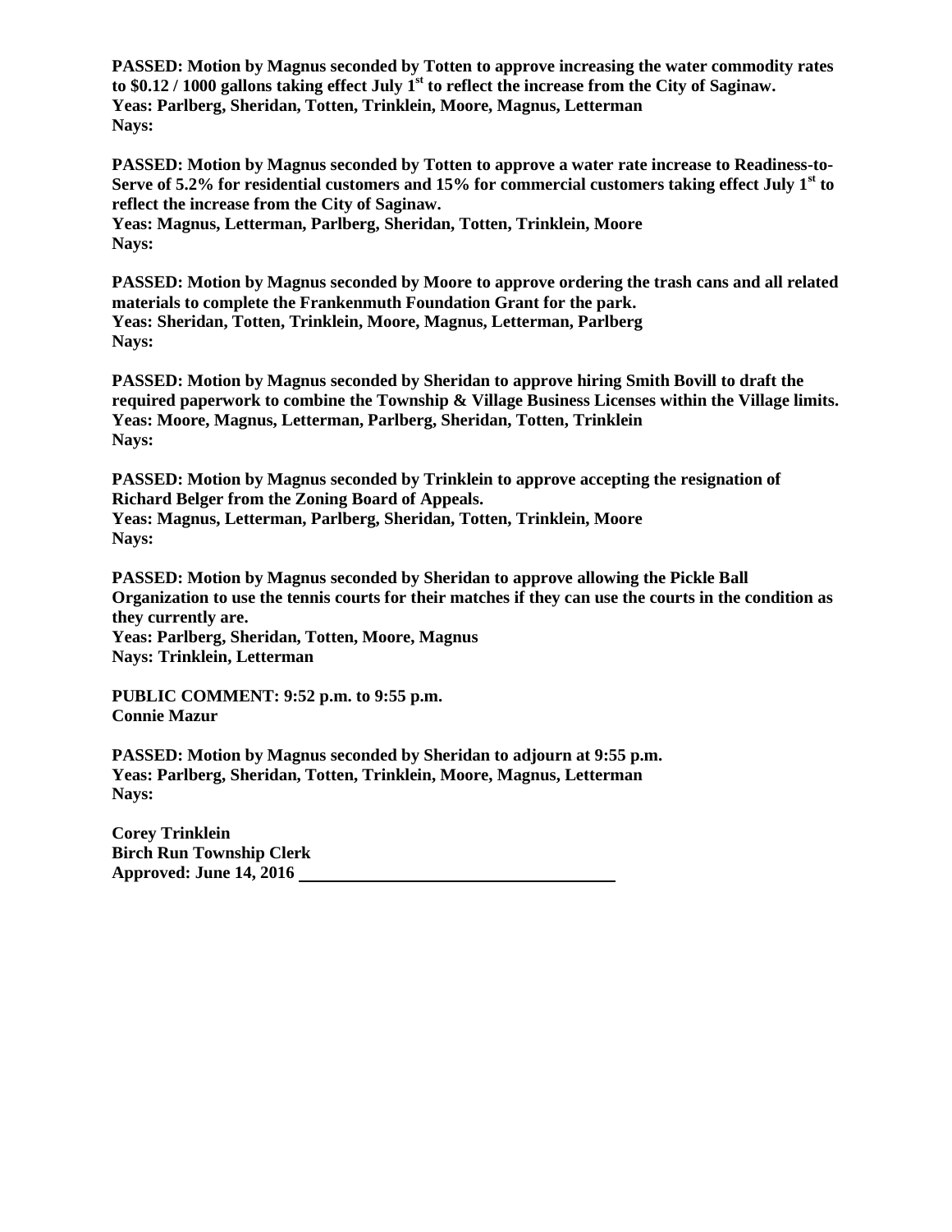**PASSED: Motion by Magnus seconded by Totten to approve increasing the water commodity rates to $0.12 / 1000 gallons taking effect July 1st to reflect the increase from the City of Saginaw.**
**Yeas: Parlberg, Sheridan, Totten, Trinklein, Moore, Magnus, Letterman**
**Nays:**

**PASSED: Motion by Magnus seconded by Totten to approve a water rate increase to Readiness-to-Serve of 5.2% for residential customers and 15% for commercial customers taking effect July 1st to reflect the increase from the City of Saginaw.**
**Yeas: Magnus, Letterman, Parlberg, Sheridan, Totten, Trinklein, Moore**
**Nays:**

**PASSED: Motion by Magnus seconded by Moore to approve ordering the trash cans and all related materials to complete the Frankenmuth Foundation Grant for the park.**
**Yeas: Sheridan, Totten, Trinklein, Moore, Magnus, Letterman, Parlberg**
**Nays:**

**PASSED: Motion by Magnus seconded by Sheridan to approve hiring Smith Bovill to draft the required paperwork to combine the Township & Village Business Licenses within the Village limits.**
**Yeas: Moore, Magnus, Letterman, Parlberg, Sheridan, Totten, Trinklein**
**Nays:**

**PASSED: Motion by Magnus seconded by Trinklein to approve accepting the resignation of Richard Belger from the Zoning Board of Appeals.**
**Yeas: Magnus, Letterman, Parlberg, Sheridan, Totten, Trinklein, Moore**
**Nays:**

**PASSED: Motion by Magnus seconded by Sheridan to approve allowing the Pickle Ball Organization to use the tennis courts for their matches if they can use the courts in the condition as they currently are.**
**Yeas: Parlberg, Sheridan, Totten, Moore, Magnus**
**Nays: Trinklein, Letterman**

**PUBLIC COMMENT: 9:52 p.m. to 9:55 p.m.**
**Connie Mazur**

**PASSED: Motion by Magnus seconded by Sheridan to adjourn at 9:55 p.m.**
**Yeas: Parlberg, Sheridan, Totten, Trinklein, Moore, Magnus, Letterman**
**Nays:**

**Corey Trinklein**
**Birch Run Township Clerk**
**Approved: June 14, 2016** ______________________________